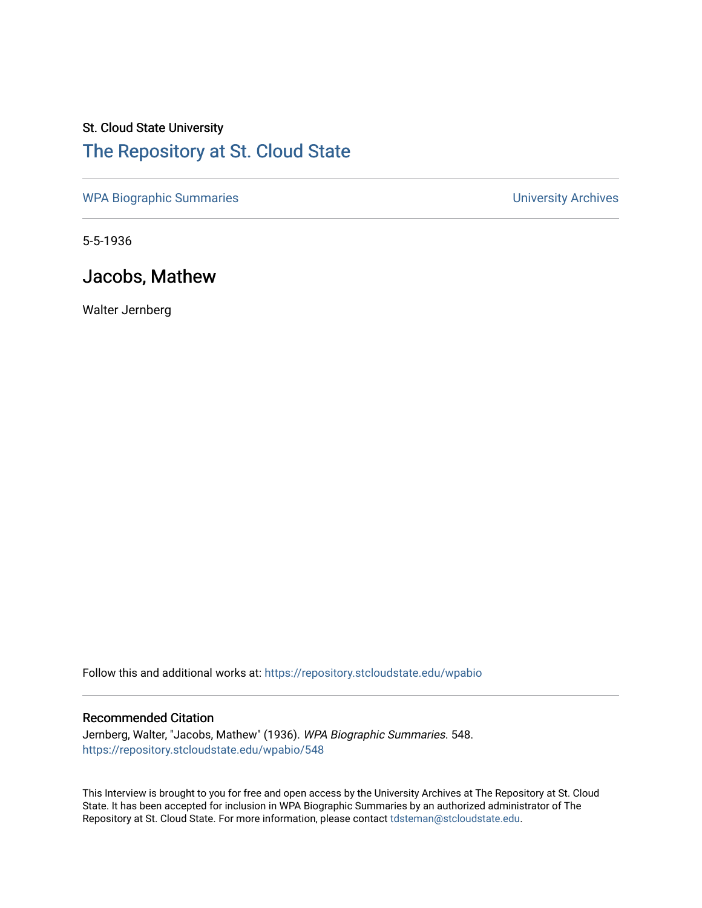St. Cloud State University

# The Repository at St. Cloud State

WPA Biographic Summaries

University Archives

5-5-1936

## Jacobs, Mathew

Walter Jernberg

Follow this and additional works at: https://repository.stcloudstate.edu/wpabio

### Recommended Citation

Jernberg, Walter, "Jacobs, Mathew" (1936). *WPA Biographic Summaries*. 548.
https://repository.stcloudstate.edu/wpabio/548

This Interview is brought to you for free and open access by the University Archives at The Repository at St. Cloud State. It has been accepted for inclusion in WPA Biographic Summaries by an authorized administrator of The Repository at St. Cloud State. For more information, please contact tdsteman@stcloudstate.edu.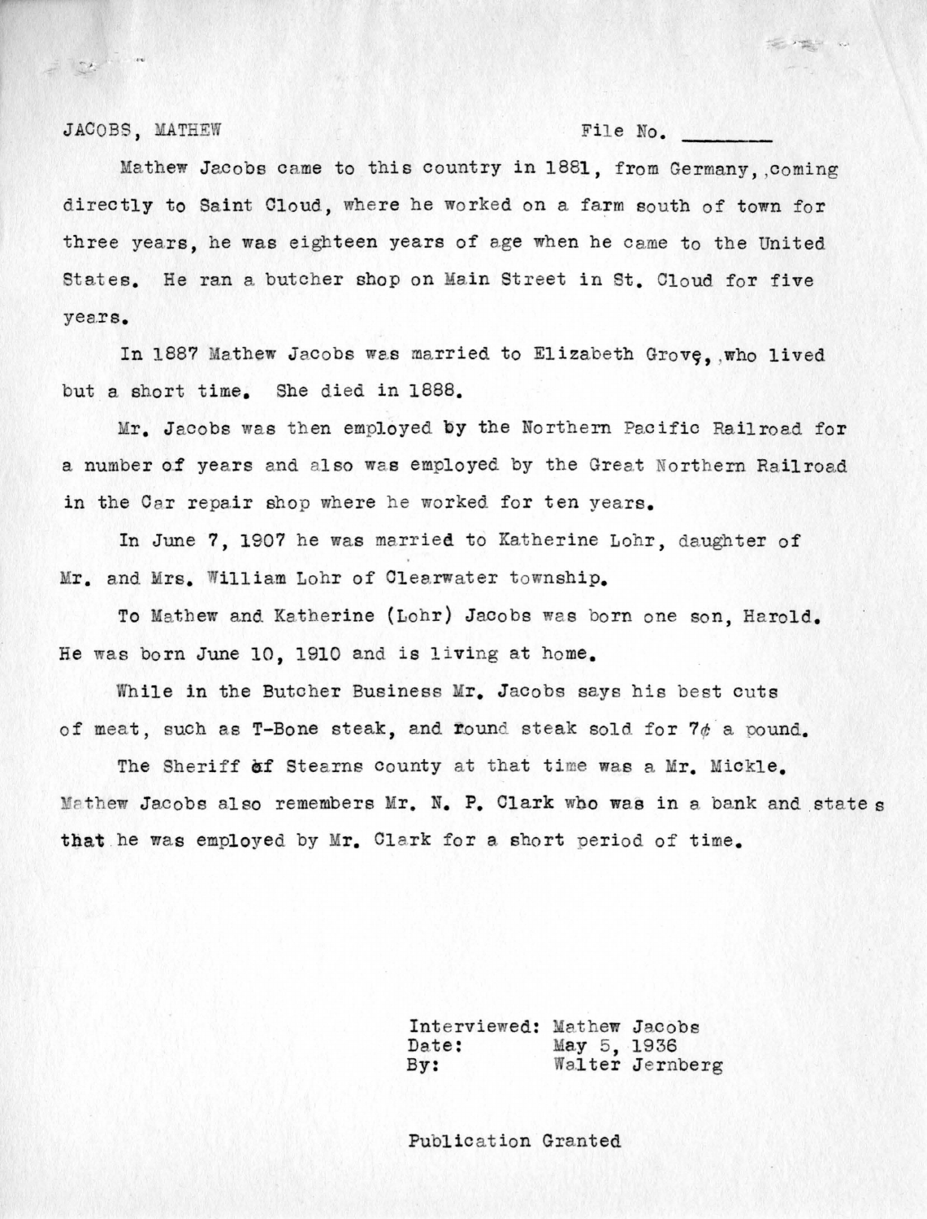JACOBS, MATHEW File No. ________

Mathew Jacobs came to this country in 1881, from Germany, ,coming directly to Saint Cloud, where he worked on a farm south of town for three years, he was eighteen years of age when he came to the United States. He ran a butcher shop on Main Street in St. Cloud for five years.

In 1887 Mathew Jacobs was married to Elizabeth Grove, ,who lived but a short time. She died in 1888.

Mr. Jacobs was then employed by the Northern Pacific Railroad for a number of years and also was employed by the Great Northern Railroad in the Car repair shop where he worked for ten years.

In June 7, 1907 he was married to Katherine Lohr, daughter of Mr. and Mrs. William Lohr of Clearwater township.

To Mathew and Katherine (Lohr) Jacobs was born one son, Harold. He was born June 10, 1910 and is living at home.

While in the Butcher Business Mr. Jacobs says his best cuts of meat, such as T-Bone steak, and round steak sold for 7¢ a pound.

The Sheriff of Stearns county at that time was a Mr. Mickle. Mathew Jacobs also remembers Mr. N. P. Clark who was in a bank and states that he was employed by Mr. Clark for a short period of time.

Interviewed: Mathew Jacobs
Date: May 5, 1936
By: Walter Jernberg

Publication Granted